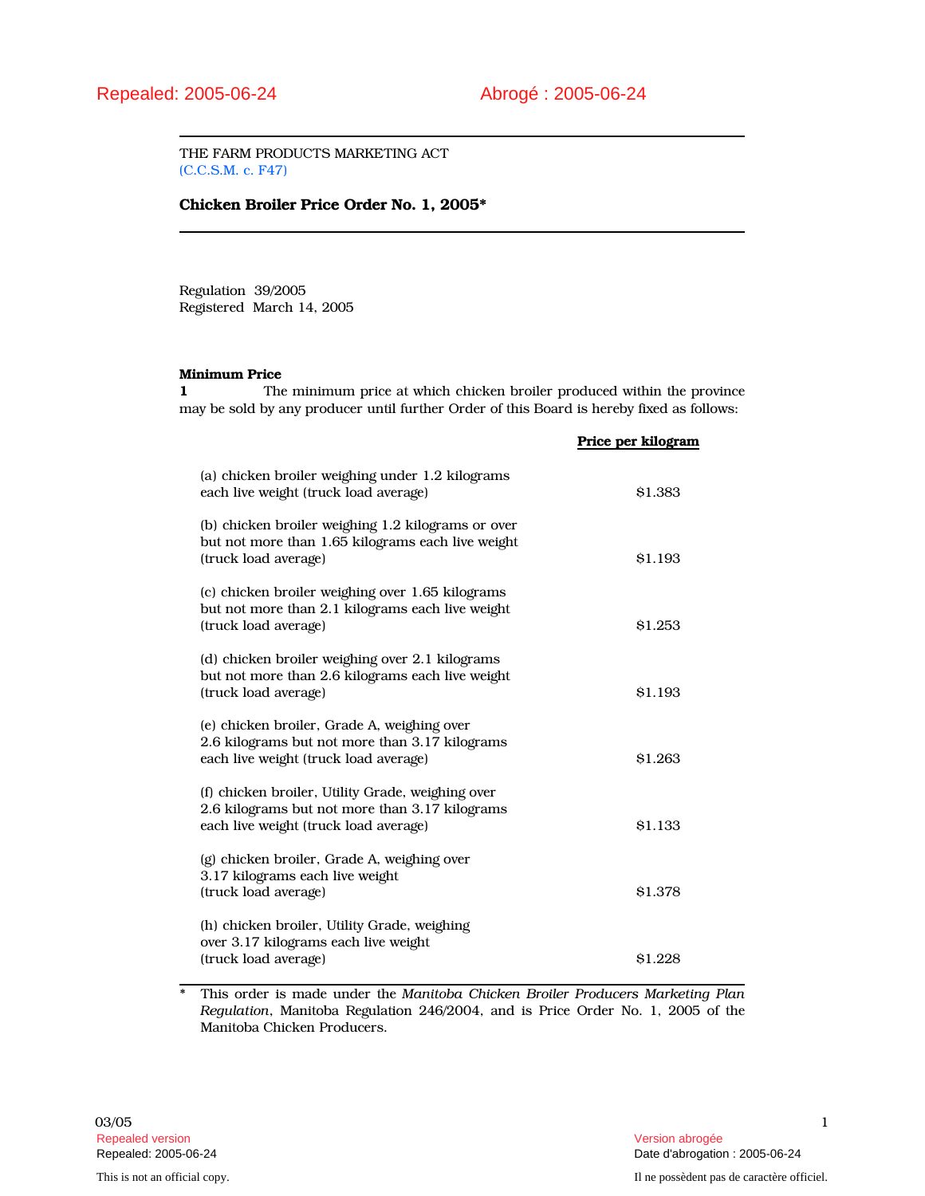Repealed: 2005-06-24 Abrogé : 2005-06-24

THE FARM PRODUCTS MARKETING ACT
(C.C.S.M. c. F47)

# Chicken Broiler Price Order No. 1, 2005*

Regulation 39/2005
Registered March 14, 2005

**Minimum Price**

**1** The minimum price at which chicken broiler produced within the province may be sold by any producer until further Order of this Board is hereby fixed as follows:

| | Price per kilogram |
|---|---|
| (a) chicken broiler weighing under 1.2 kilograms each live weight (truck load average) | $1.383 |
| (b) chicken broiler weighing 1.2 kilograms or over but not more than 1.65 kilograms each live weight (truck load average) | $1.193 |
| (c) chicken broiler weighing over 1.65 kilograms but not more than 2.1 kilograms each live weight (truck load average) | $1.253 |
| (d) chicken broiler weighing over 2.1 kilograms but not more than 2.6 kilograms each live weight (truck load average) | $1.193 |
| (e) chicken broiler, Grade A, weighing over 2.6 kilograms but not more than 3.17 kilograms each live weight (truck load average) | $1.263 |
| (f) chicken broiler, Utility Grade, weighing over 2.6 kilograms but not more than 3.17 kilograms each live weight (truck load average) | $1.133 |
| (g) chicken broiler, Grade A, weighing over 3.17 kilograms each live weight (truck load average) | $1.378 |
| (h) chicken broiler, Utility Grade, weighing over 3.17 kilograms each live weight (truck load average) | $1.228 |

\* This order is made under the *Manitoba Chicken Broiler Producers Marketing Plan Regulation*, Manitoba Regulation 246/2004, and is Price Order No. 1, 2005 of the Manitoba Chicken Producers.

03/05

Repealed version
Repealed: 2005-06-24

Version abrogée
Date d'abrogation : 2005-06-24

This is not an official copy.

Il ne possèdent pas de caractère officiel.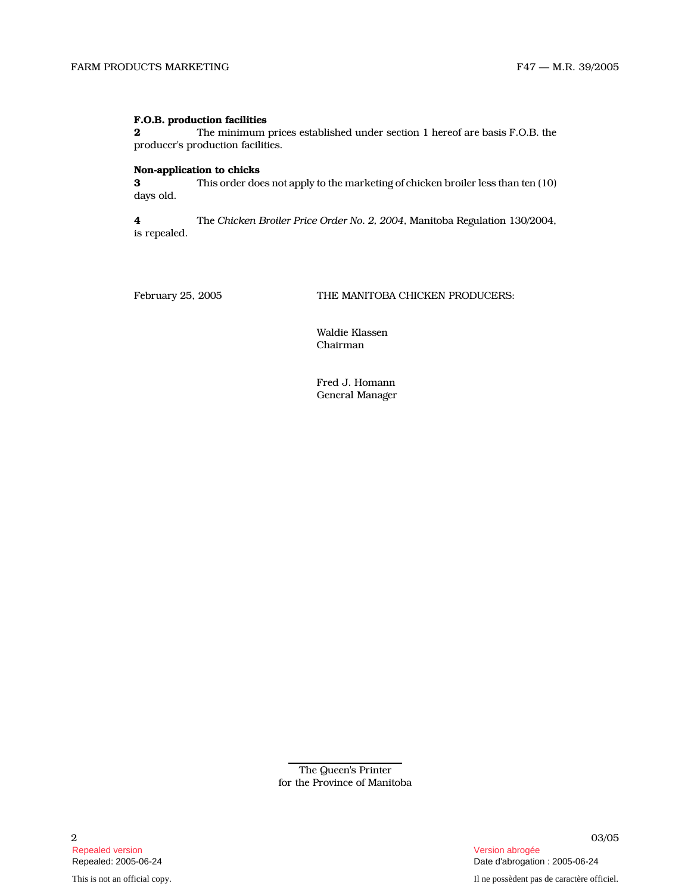**F.O.B. production facilities**
**2** The minimum prices established under section 1 hereof are basis F.O.B. the producer's production facilities.

**Non-application to chicks**
**3** This order does not apply to the marketing of chicken broiler less than ten (10) days old.

**4** The *Chicken Broiler Price Order No. 2, 2004*, Manitoba Regulation 130/2004, is repealed.

February 25, 2005

THE MANITOBA CHICKEN PRODUCERS:

Waldie Klassen
Chairman

Fred J. Homann
General Manager

The Queen's Printer
for the Province of Manitoba

Repealed version
Repealed: 2005-06-24

Version abrogée
Date d'abrogation : 2005-06-24

This is not an official copy.

Il ne possèdent pas de caractère officiel.